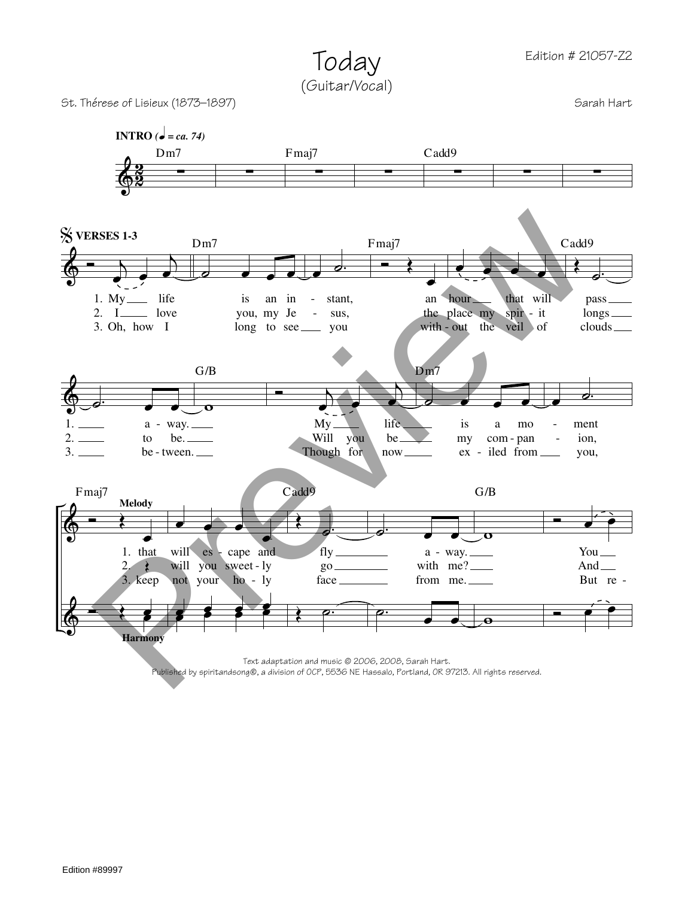# Today

(Guitar/Vocal)

Edition # 21057-Z2

St. Thérese of Lisieux (1873–1897)

Sarah Hart

**INTRO** (♩ = ca. 74)

Dm7 Fmaj7 Cadd9

**VERSES 1-3**

Dm7 Fmaj7 Cadd9

1. My life is an in - stant, an hour that will pass
2. I love you, my Je - sus, the place my spir - it longs
3. Oh, how I long to see you with - out the veil of clouds

G/B Dm7

1. a - way. My life is a mo - ment
2. to be. Will you be my com - pan - ion,
3. be - tween. Though for now ex - iled from you,

Fmaj7 Cadd9 G/B

**Melody**

1. that will es - cape and fly a - way. You
2. will you sweet - ly go with me? And
3. keep not your ho - ly face from me. But re -

**Harmony**

Text adaptation and music © 2006, 2008, Sarah Hart.
Published by spiritandsong®, a division of OCP, 5536 NE Hassalo, Portland, OR 97213. All rights reserved.

Edition #89997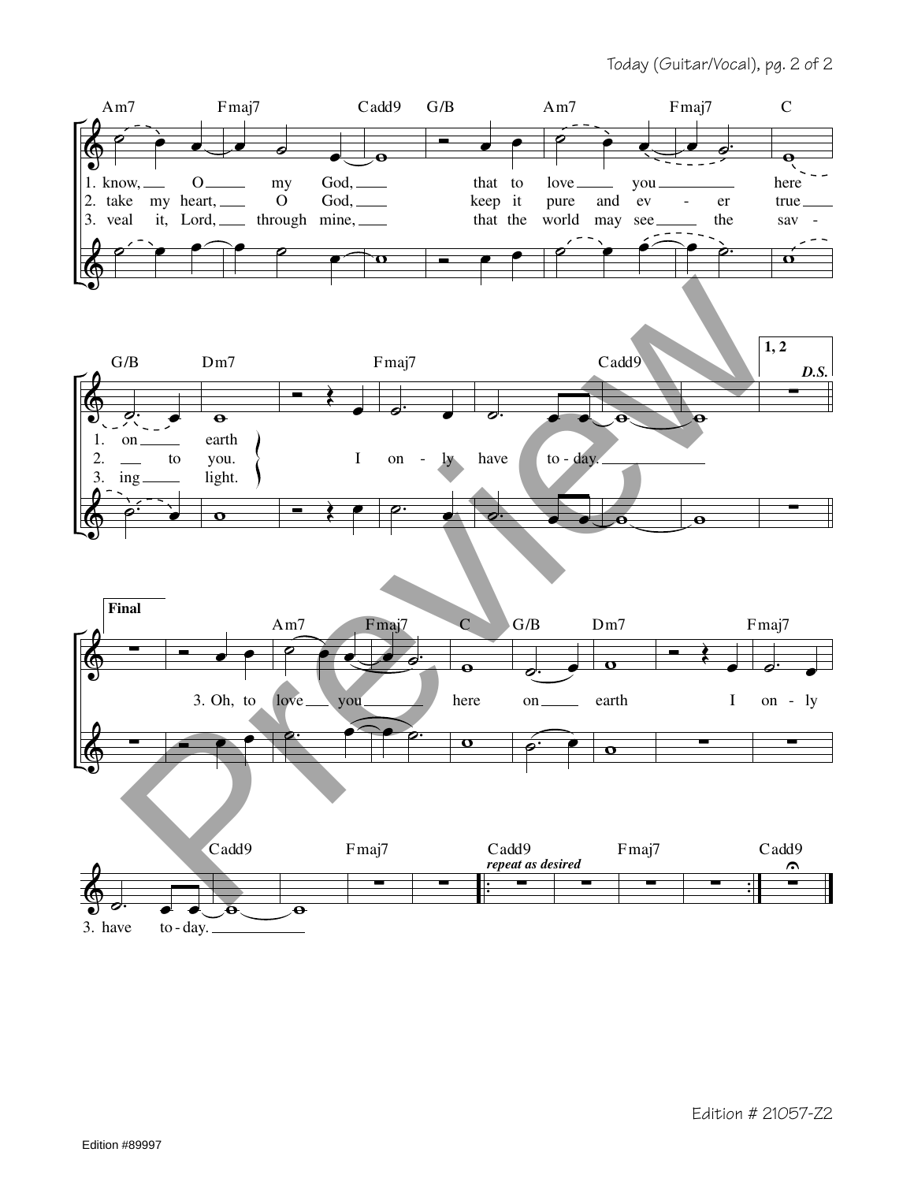Am7 Fmaj7 Cadd9 G/B Am7 Fmaj7 C

1. know, O my God, that to love you here
2. take my heart, O God, keep it pure and ev - er true
3. veal it, Lord, through mine, that the world may see the sav -

G/B Dm7 Fmaj7 Cadd9

1. on earth
2. to you.
3. ing light.

I on - ly have to - day.

1, 2 *D.S.*

**Final**

Am7 Fmaj7 C G/B Dm7 Fmaj7

3. Oh, to love you here on earth I on - ly

Cadd9 Fmaj7 Cadd9 Fmaj7 Cadd9

3. have to - day.

***repeat as desired***